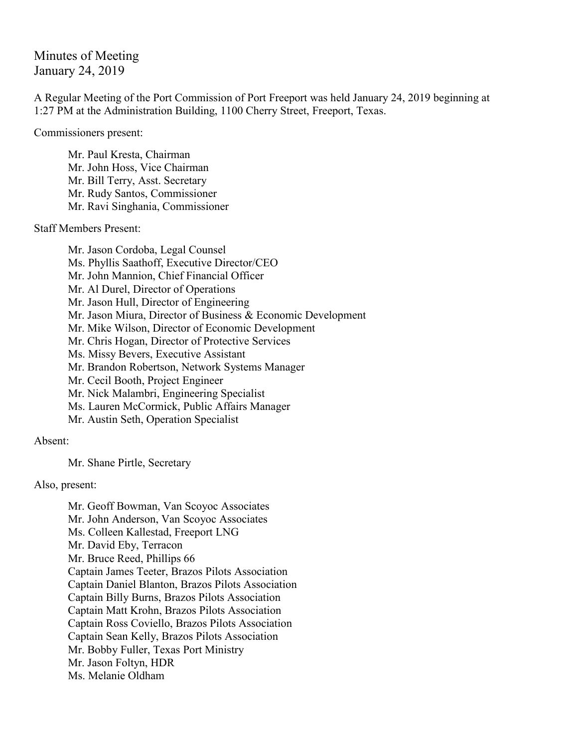# Minutes of Meeting
January 24, 2019

A Regular Meeting of the Port Commission of Port Freeport was held January 24, 2019 beginning at 1:27 PM at the Administration Building, 1100 Cherry Street, Freeport, Texas.

Commissioners present:

- Mr. Paul Kresta, Chairman
- Mr. John Hoss, Vice Chairman
- Mr. Bill Terry, Asst. Secretary
- Mr. Rudy Santos, Commissioner
- Mr. Ravi Singhania, Commissioner

Staff Members Present:

- Mr. Jason Cordoba, Legal Counsel
- Ms. Phyllis Saathoff, Executive Director/CEO
- Mr. John Mannion, Chief Financial Officer
- Mr. Al Durel, Director of Operations
- Mr. Jason Hull, Director of Engineering
- Mr. Jason Miura, Director of Business & Economic Development
- Mr. Mike Wilson, Director of Economic Development
- Mr. Chris Hogan, Director of Protective Services
- Ms. Missy Bevers, Executive Assistant
- Mr. Brandon Robertson, Network Systems Manager
- Mr. Cecil Booth, Project Engineer
- Mr. Nick Malambri, Engineering Specialist
- Ms. Lauren McCormick, Public Affairs Manager
- Mr. Austin Seth, Operation Specialist

Absent:

- Mr. Shane Pirtle, Secretary

Also, present:

- Mr. Geoff Bowman, Van Scoyoc Associates
- Mr. John Anderson, Van Scoyoc Associates
- Ms. Colleen Kallestad, Freeport LNG
- Mr. David Eby, Terracon
- Mr. Bruce Reed, Phillips 66
- Captain James Teeter, Brazos Pilots Association
- Captain Daniel Blanton, Brazos Pilots Association
- Captain Billy Burns, Brazos Pilots Association
- Captain Matt Krohn, Brazos Pilots Association
- Captain Ross Coviello, Brazos Pilots Association
- Captain Sean Kelly, Brazos Pilots Association
- Mr. Bobby Fuller, Texas Port Ministry
- Mr. Jason Foltyn, HDR
- Ms. Melanie Oldham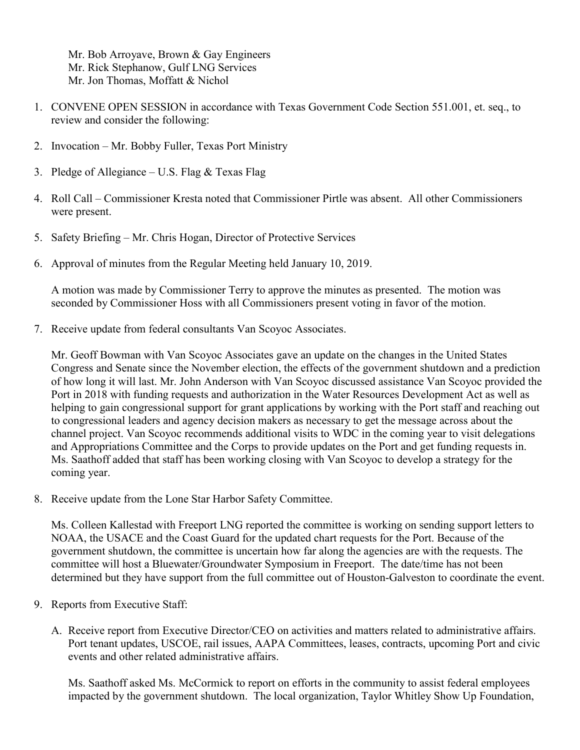Mr. Bob Arroyave, Brown & Gay Engineers
Mr. Rick Stephanow, Gulf LNG Services
Mr. Jon Thomas, Moffatt & Nichol

1. CONVENE OPEN SESSION in accordance with Texas Government Code Section 551.001, et. seq., to review and consider the following:

2. Invocation – Mr. Bobby Fuller, Texas Port Ministry

3. Pledge of Allegiance – U.S. Flag & Texas Flag

4. Roll Call – Commissioner Kresta noted that Commissioner Pirtle was absent. All other Commissioners were present.

5. Safety Briefing – Mr. Chris Hogan, Director of Protective Services

6. Approval of minutes from the Regular Meeting held January 10, 2019.

   A motion was made by Commissioner Terry to approve the minutes as presented. The motion was seconded by Commissioner Hoss with all Commissioners present voting in favor of the motion.

7. Receive update from federal consultants Van Scoyoc Associates.

   Mr. Geoff Bowman with Van Scoyoc Associates gave an update on the changes in the United States Congress and Senate since the November election, the effects of the government shutdown and a prediction of how long it will last. Mr. John Anderson with Van Scoyoc discussed assistance Van Scoyoc provided the Port in 2018 with funding requests and authorization in the Water Resources Development Act as well as helping to gain congressional support for grant applications by working with the Port staff and reaching out to congressional leaders and agency decision makers as necessary to get the message across about the channel project. Van Scoyoc recommends additional visits to WDC in the coming year to visit delegations and Appropriations Committee and the Corps to provide updates on the Port and get funding requests in. Ms. Saathoff added that staff has been working closing with Van Scoyoc to develop a strategy for the coming year.

8. Receive update from the Lone Star Harbor Safety Committee.

   Ms. Colleen Kallestad with Freeport LNG reported the committee is working on sending support letters to NOAA, the USACE and the Coast Guard for the updated chart requests for the Port. Because of the government shutdown, the committee is uncertain how far along the agencies are with the requests. The committee will host a Bluewater/Groundwater Symposium in Freeport. The date/time has not been determined but they have support from the full committee out of Houston-Galveston to coordinate the event.

9. Reports from Executive Staff:

   A. Receive report from Executive Director/CEO on activities and matters related to administrative affairs. Port tenant updates, USCOE, rail issues, AAPA Committees, leases, contracts, upcoming Port and civic events and other related administrative affairs.

      Ms. Saathoff asked Ms. McCormick to report on efforts in the community to assist federal employees impacted by the government shutdown. The local organization, Taylor Whitley Show Up Foundation,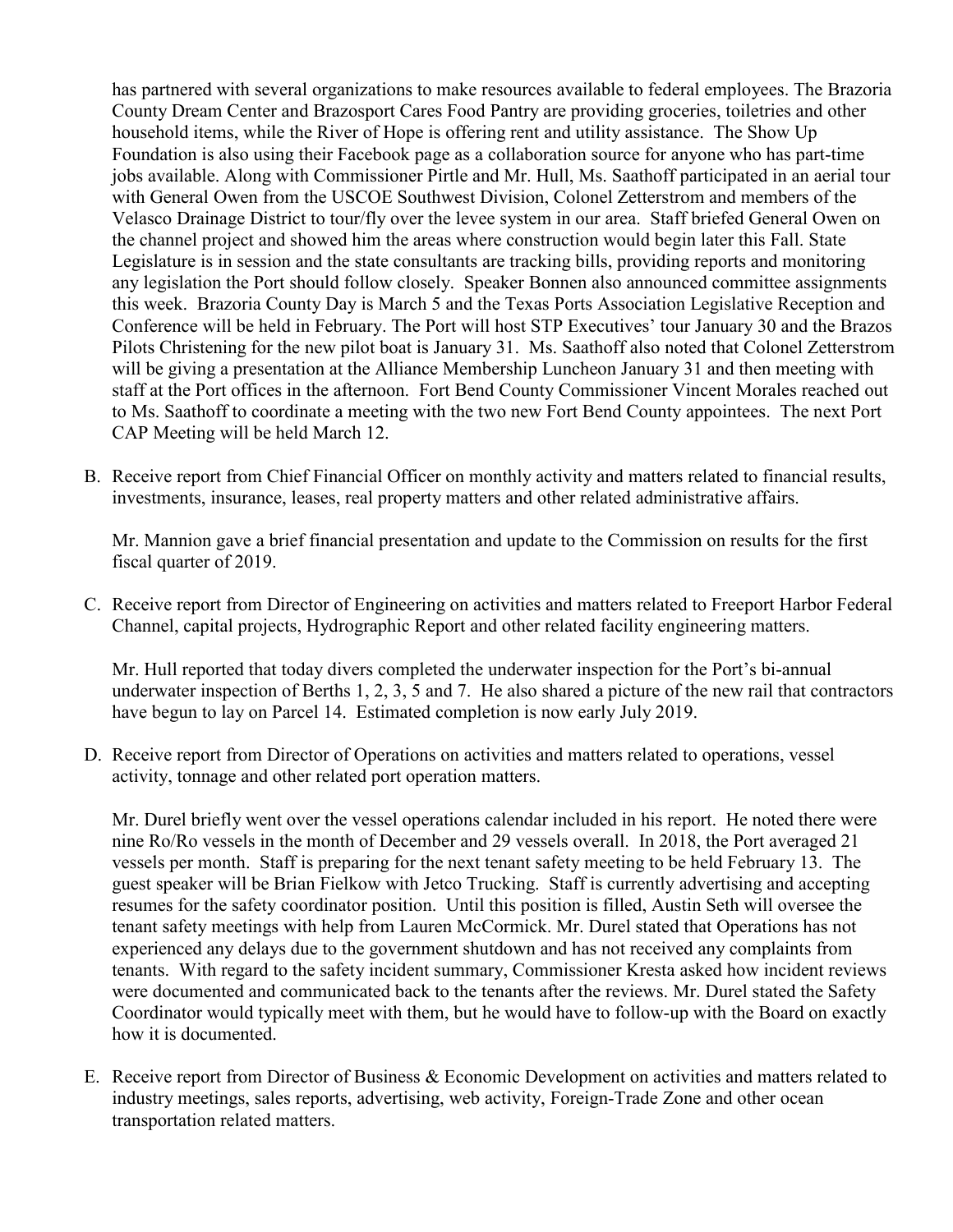has partnered with several organizations to make resources available to federal employees. The Brazoria County Dream Center and Brazosport Cares Food Pantry are providing groceries, toiletries and other household items, while the River of Hope is offering rent and utility assistance. The Show Up Foundation is also using their Facebook page as a collaboration source for anyone who has part-time jobs available. Along with Commissioner Pirtle and Mr. Hull, Ms. Saathoff participated in an aerial tour with General Owen from the USCOE Southwest Division, Colonel Zetterstrom and members of the Velasco Drainage District to tour/fly over the levee system in our area. Staff briefed General Owen on the channel project and showed him the areas where construction would begin later this Fall. State Legislature is in session and the state consultants are tracking bills, providing reports and monitoring any legislation the Port should follow closely. Speaker Bonnen also announced committee assignments this week. Brazoria County Day is March 5 and the Texas Ports Association Legislative Reception and Conference will be held in February. The Port will host STP Executives' tour January 30 and the Brazos Pilots Christening for the new pilot boat is January 31. Ms. Saathoff also noted that Colonel Zetterstrom will be giving a presentation at the Alliance Membership Luncheon January 31 and then meeting with staff at the Port offices in the afternoon. Fort Bend County Commissioner Vincent Morales reached out to Ms. Saathoff to coordinate a meeting with the two new Fort Bend County appointees. The next Port CAP Meeting will be held March 12.

B. Receive report from Chief Financial Officer on monthly activity and matters related to financial results, investments, insurance, leases, real property matters and other related administrative affairs.

   Mr. Mannion gave a brief financial presentation and update to the Commission on results for the first fiscal quarter of 2019.

C. Receive report from Director of Engineering on activities and matters related to Freeport Harbor Federal Channel, capital projects, Hydrographic Report and other related facility engineering matters.

   Mr. Hull reported that today divers completed the underwater inspection for the Port's bi-annual underwater inspection of Berths 1, 2, 3, 5 and 7. He also shared a picture of the new rail that contractors have begun to lay on Parcel 14. Estimated completion is now early July 2019.

D. Receive report from Director of Operations on activities and matters related to operations, vessel activity, tonnage and other related port operation matters.

   Mr. Durel briefly went over the vessel operations calendar included in his report. He noted there were nine Ro/Ro vessels in the month of December and 29 vessels overall. In 2018, the Port averaged 21 vessels per month. Staff is preparing for the next tenant safety meeting to be held February 13. The guest speaker will be Brian Fielkow with Jetco Trucking. Staff is currently advertising and accepting resumes for the safety coordinator position. Until this position is filled, Austin Seth will oversee the tenant safety meetings with help from Lauren McCormick. Mr. Durel stated that Operations has not experienced any delays due to the government shutdown and has not received any complaints from tenants. With regard to the safety incident summary, Commissioner Kresta asked how incident reviews were documented and communicated back to the tenants after the reviews. Mr. Durel stated the Safety Coordinator would typically meet with them, but he would have to follow-up with the Board on exactly how it is documented.

E. Receive report from Director of Business & Economic Development on activities and matters related to industry meetings, sales reports, advertising, web activity, Foreign-Trade Zone and other ocean transportation related matters.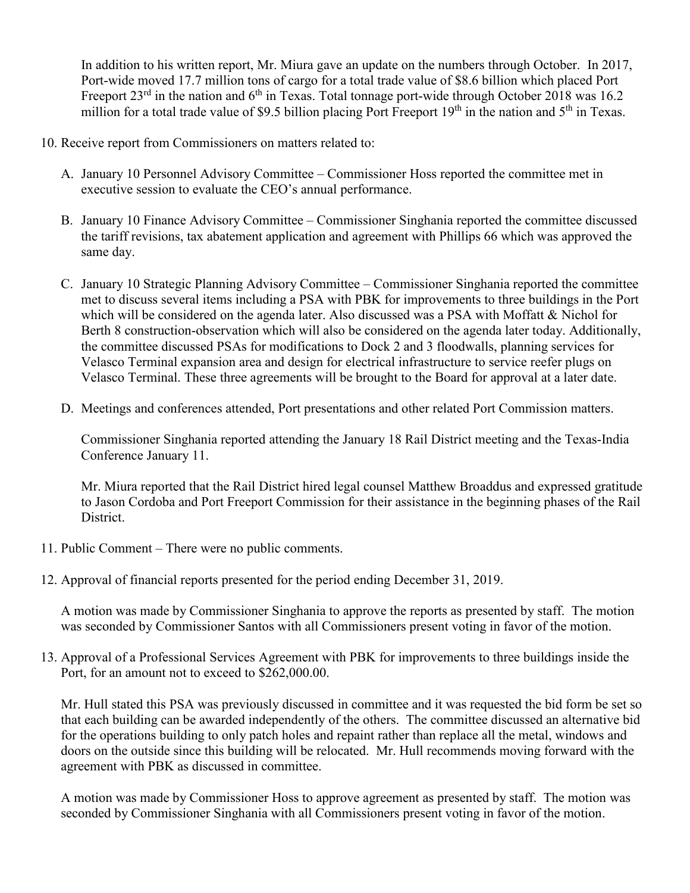In addition to his written report, Mr. Miura gave an update on the numbers through October. In 2017, Port-wide moved 17.7 million tons of cargo for a total trade value of $8.6 billion which placed Port Freeport 23rd in the nation and 6th in Texas. Total tonnage port-wide through October 2018 was 16.2 million for a total trade value of $9.5 billion placing Port Freeport 19th in the nation and 5th in Texas.

10. Receive report from Commissioners on matters related to:

    A. January 10 Personnel Advisory Committee – Commissioner Hoss reported the committee met in executive session to evaluate the CEO's annual performance.

    B. January 10 Finance Advisory Committee – Commissioner Singhania reported the committee discussed the tariff revisions, tax abatement application and agreement with Phillips 66 which was approved the same day.

    C. January 10 Strategic Planning Advisory Committee – Commissioner Singhania reported the committee met to discuss several items including a PSA with PBK for improvements to three buildings in the Port which will be considered on the agenda later. Also discussed was a PSA with Moffatt & Nichol for Berth 8 construction-observation which will also be considered on the agenda later today. Additionally, the committee discussed PSAs for modifications to Dock 2 and 3 floodwalls, planning services for Velasco Terminal expansion area and design for electrical infrastructure to service reefer plugs on Velasco Terminal. These three agreements will be brought to the Board for approval at a later date.

    D. Meetings and conferences attended, Port presentations and other related Port Commission matters.

       Commissioner Singhania reported attending the January 18 Rail District meeting and the Texas-India Conference January 11.

       Mr. Miura reported that the Rail District hired legal counsel Matthew Broaddus and expressed gratitude to Jason Cordoba and Port Freeport Commission for their assistance in the beginning phases of the Rail District.

11. Public Comment – There were no public comments.

12. Approval of financial reports presented for the period ending December 31, 2019.

    A motion was made by Commissioner Singhania to approve the reports as presented by staff. The motion was seconded by Commissioner Santos with all Commissioners present voting in favor of the motion.

13. Approval of a Professional Services Agreement with PBK for improvements to three buildings inside the Port, for an amount not to exceed to $262,000.00.

    Mr. Hull stated this PSA was previously discussed in committee and it was requested the bid form be set so that each building can be awarded independently of the others. The committee discussed an alternative bid for the operations building to only patch holes and repaint rather than replace all the metal, windows and doors on the outside since this building will be relocated. Mr. Hull recommends moving forward with the agreement with PBK as discussed in committee.

    A motion was made by Commissioner Hoss to approve agreement as presented by staff. The motion was seconded by Commissioner Singhania with all Commissioners present voting in favor of the motion.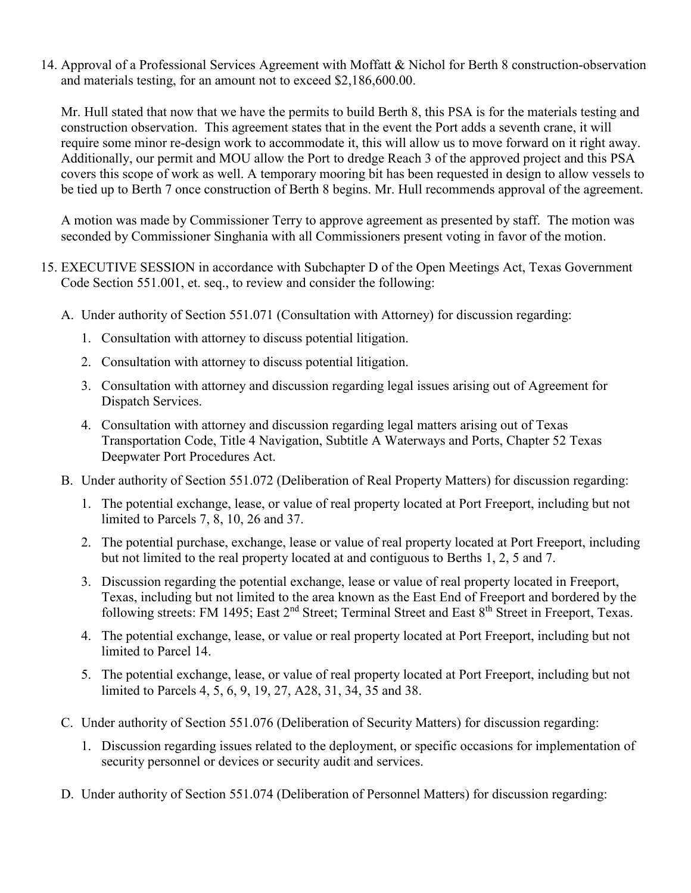14. Approval of a Professional Services Agreement with Moffatt & Nichol for Berth 8 construction-observation and materials testing, for an amount not to exceed $2,186,600.00.

    Mr. Hull stated that now that we have the permits to build Berth 8, this PSA is for the materials testing and construction observation. This agreement states that in the event the Port adds a seventh crane, it will require some minor re-design work to accommodate it, this will allow us to move forward on it right away. Additionally, our permit and MOU allow the Port to dredge Reach 3 of the approved project and this PSA covers this scope of work as well. A temporary mooring bit has been requested in design to allow vessels to be tied up to Berth 7 once construction of Berth 8 begins. Mr. Hull recommends approval of the agreement.

    A motion was made by Commissioner Terry to approve agreement as presented by staff. The motion was seconded by Commissioner Singhania with all Commissioners present voting in favor of the motion.

15. EXECUTIVE SESSION in accordance with Subchapter D of the Open Meetings Act, Texas Government Code Section 551.001, et. seq., to review and consider the following:

    A. Under authority of Section 551.071 (Consultation with Attorney) for discussion regarding:

       1. Consultation with attorney to discuss potential litigation.
       2. Consultation with attorney to discuss potential litigation.
       3. Consultation with attorney and discussion regarding legal issues arising out of Agreement for Dispatch Services.
       4. Consultation with attorney and discussion regarding legal matters arising out of Texas Transportation Code, Title 4 Navigation, Subtitle A Waterways and Ports, Chapter 52 Texas Deepwater Port Procedures Act.

    B. Under authority of Section 551.072 (Deliberation of Real Property Matters) for discussion regarding:

       1. The potential exchange, lease, or value of real property located at Port Freeport, including but not limited to Parcels 7, 8, 10, 26 and 37.
       2. The potential purchase, exchange, lease or value of real property located at Port Freeport, including but not limited to the real property located at and contiguous to Berths 1, 2, 5 and 7.
       3. Discussion regarding the potential exchange, lease or value of real property located in Freeport, Texas, including but not limited to the area known as the East End of Freeport and bordered by the following streets: FM 1495; East 2nd Street; Terminal Street and East 8th Street in Freeport, Texas.
       4. The potential exchange, lease, or value or real property located at Port Freeport, including but not limited to Parcel 14.
       5. The potential exchange, lease, or value of real property located at Port Freeport, including but not limited to Parcels 4, 5, 6, 9, 19, 27, A28, 31, 34, 35 and 38.

    C. Under authority of Section 551.076 (Deliberation of Security Matters) for discussion regarding:

       1. Discussion regarding issues related to the deployment, or specific occasions for implementation of security personnel or devices or security audit and services.

    D. Under authority of Section 551.074 (Deliberation of Personnel Matters) for discussion regarding: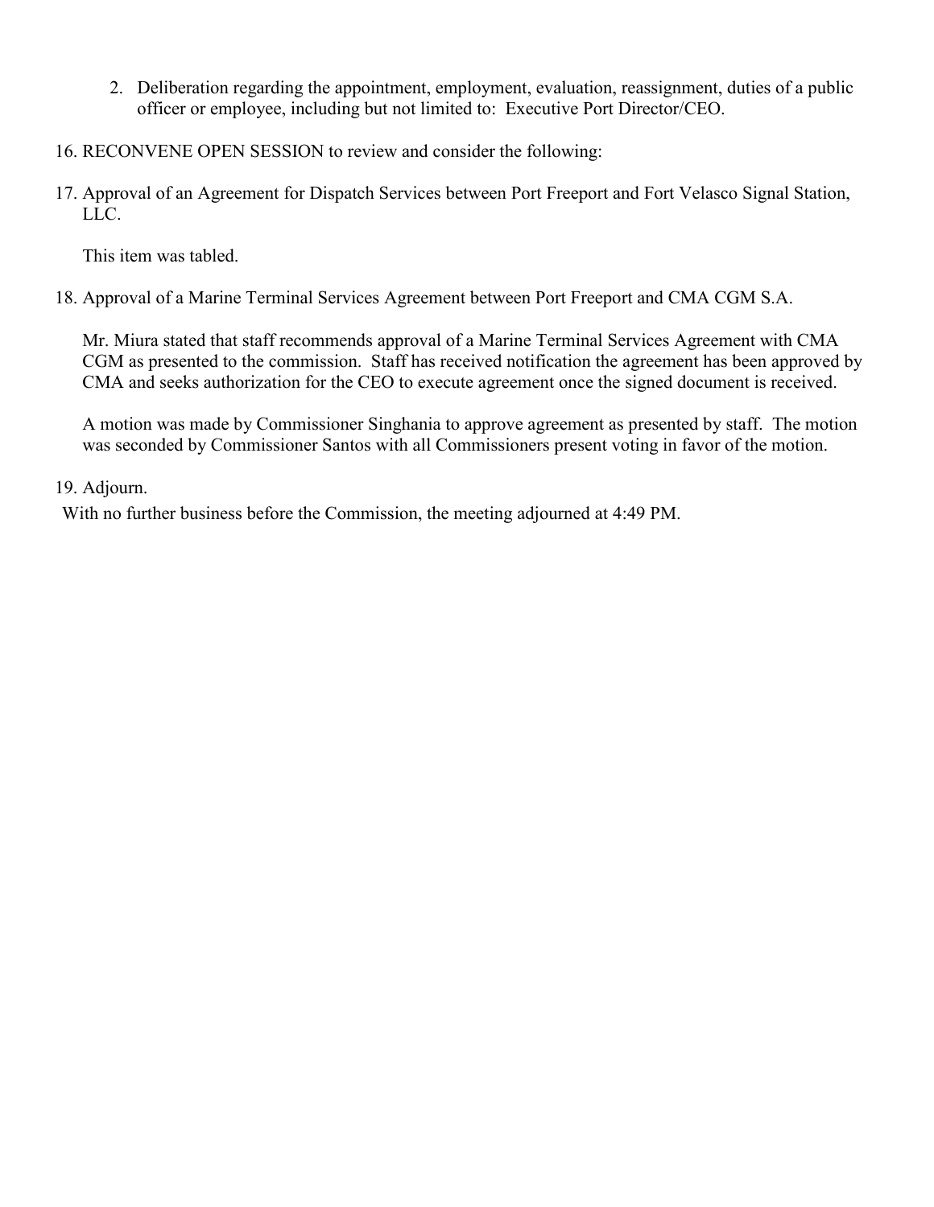2. Deliberation regarding the appointment, employment, evaluation, reassignment, duties of a public officer or employee, including but not limited to: Executive Port Director/CEO.

16. RECONVENE OPEN SESSION to review and consider the following:

17. Approval of an Agreement for Dispatch Services between Port Freeport and Fort Velasco Signal Station, LLC.

    This item was tabled.

18. Approval of a Marine Terminal Services Agreement between Port Freeport and CMA CGM S.A.

    Mr. Miura stated that staff recommends approval of a Marine Terminal Services Agreement with CMA CGM as presented to the commission. Staff has received notification the agreement has been approved by CMA and seeks authorization for the CEO to execute agreement once the signed document is received.

    A motion was made by Commissioner Singhania to approve agreement as presented by staff. The motion was seconded by Commissioner Santos with all Commissioners present voting in favor of the motion.

19. Adjourn.

With no further business before the Commission, the meeting adjourned at 4:49 PM.